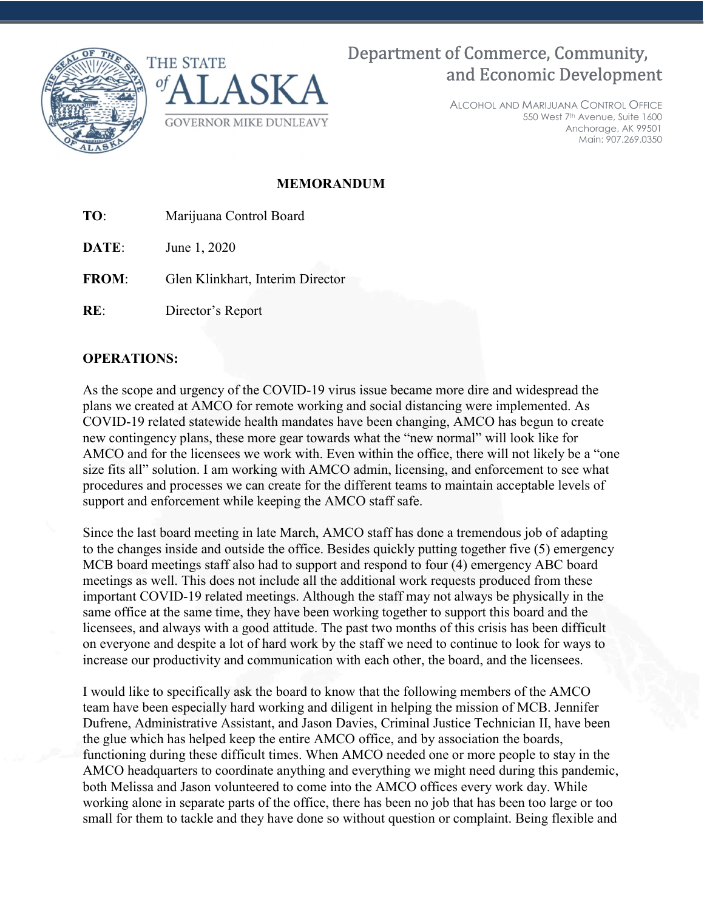# Department of Commerce, Community, and Economic Development

THE STATE of ALASKA
GOVERNOR MIKE DUNLEAVY

ALCOHOL AND MARIJUANA CONTROL OFFICE
550 West 7th Avenue, Suite 1600
Anchorage, AK 99501
Main: 907.269.0350

## MEMORANDUM

**TO**: Marijuana Control Board

**DATE**: June 1, 2020

**FROM**: Glen Klinkhart, Interim Director

**RE**: Director's Report

### OPERATIONS:

As the scope and urgency of the COVID-19 virus issue became more dire and widespread the plans we created at AMCO for remote working and social distancing were implemented. As COVID-19 related statewide health mandates have been changing, AMCO has begun to create new contingency plans, these more gear towards what the "new normal" will look like for AMCO and for the licensees we work with. Even within the office, there will not likely be a "one size fits all" solution. I am working with AMCO admin, licensing, and enforcement to see what procedures and processes we can create for the different teams to maintain acceptable levels of support and enforcement while keeping the AMCO staff safe.

Since the last board meeting in late March, AMCO staff has done a tremendous job of adapting to the changes inside and outside the office. Besides quickly putting together five (5) emergency MCB board meetings staff also had to support and respond to four (4) emergency ABC board meetings as well. This does not include all the additional work requests produced from these important COVID-19 related meetings. Although the staff may not always be physically in the same office at the same time, they have been working together to support this board and the licensees, and always with a good attitude. The past two months of this crisis has been difficult on everyone and despite a lot of hard work by the staff we need to continue to look for ways to increase our productivity and communication with each other, the board, and the licensees.

I would like to specifically ask the board to know that the following members of the AMCO team have been especially hard working and diligent in helping the mission of MCB. Jennifer Dufrene, Administrative Assistant, and Jason Davies, Criminal Justice Technician II, have been the glue which has helped keep the entire AMCO office, and by association the boards, functioning during these difficult times. When AMCO needed one or more people to stay in the AMCO headquarters to coordinate anything and everything we might need during this pandemic, both Melissa and Jason volunteered to come into the AMCO offices every work day. While working alone in separate parts of the office, there has been no job that has been too large or too small for them to tackle and they have done so without question or complaint. Being flexible and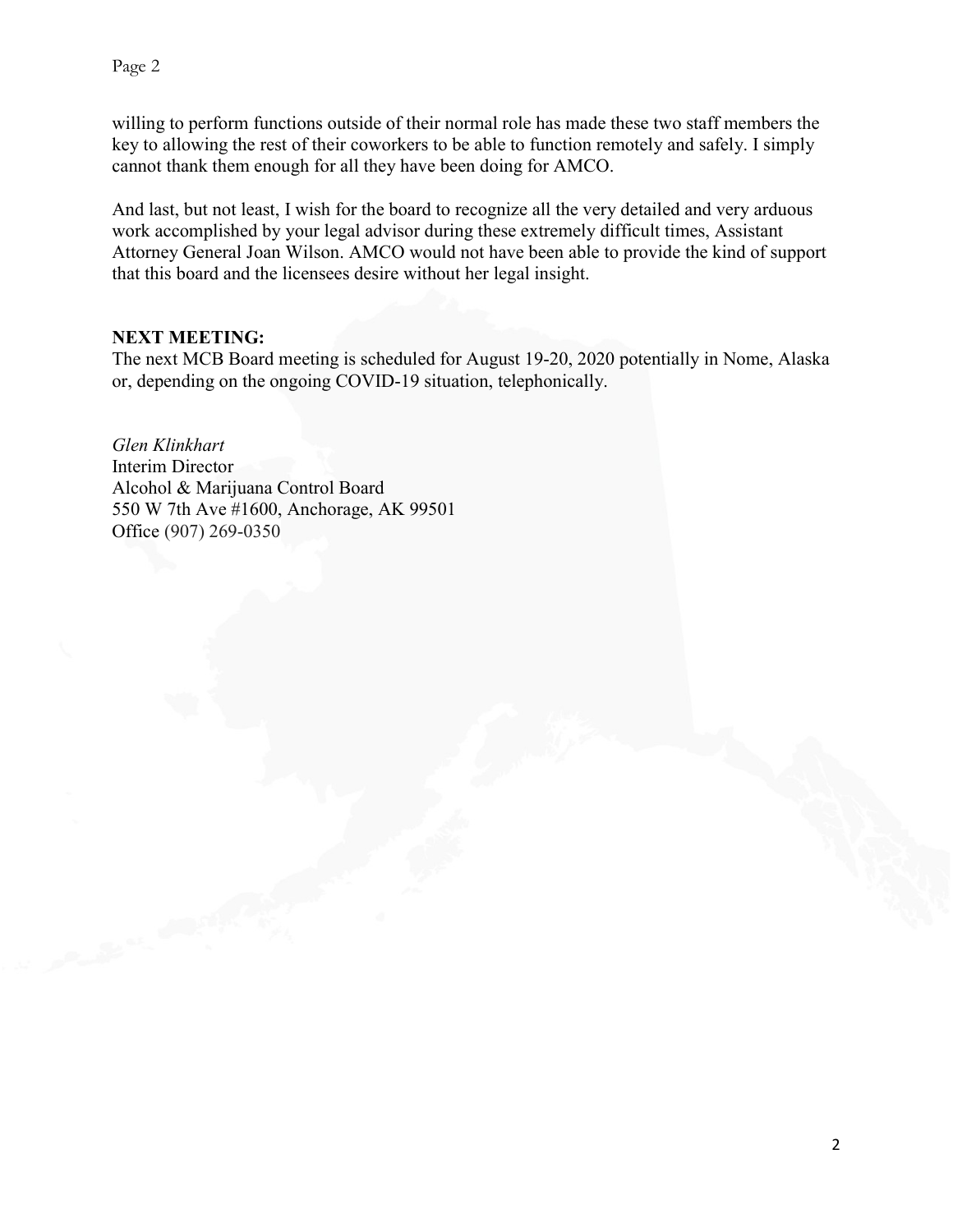willing to perform functions outside of their normal role has made these two staff members the key to allowing the rest of their coworkers to be able to function remotely and safely. I simply cannot thank them enough for all they have been doing for AMCO.

And last, but not least, I wish for the board to recognize all the very detailed and very arduous work accomplished by your legal advisor during these extremely difficult times, Assistant Attorney General Joan Wilson. AMCO would not have been able to provide the kind of support that this board and the licensees desire without her legal insight.

**NEXT MEETING:**
The next MCB Board meeting is scheduled for August 19-20, 2020 potentially in Nome, Alaska or, depending on the ongoing COVID-19 situation, telephonically.

*Glen Klinkhart*
Interim Director
Alcohol & Marijuana Control Board
550 W 7th Ave #1600, Anchorage, AK 99501
Office (907) 269-0350